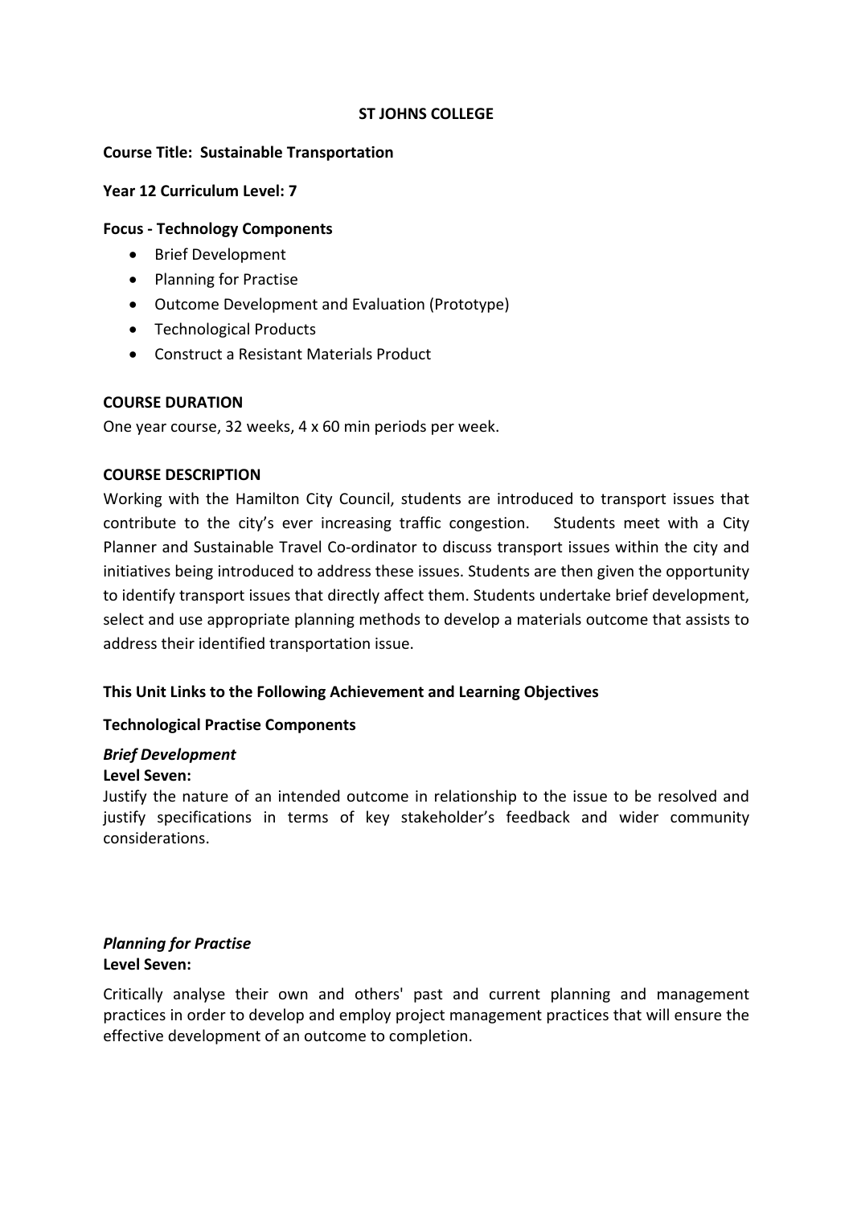# ST JOHNS COLLEGE

**Course Title: Sustainable Transportation**

**Year 12 Curriculum Level: 7**

**Focus - Technology Components**

- Brief Development
- Planning for Practise
- Outcome Development and Evaluation (Prototype)
- Technological Products
- Construct a Resistant Materials Product

## COURSE DURATION

One year course, 32 weeks, 4 x 60 min periods per week.

## COURSE DESCRIPTION

Working with the Hamilton City Council, students are introduced to transport issues that contribute to the city's ever increasing traffic congestion. Students meet with a City Planner and Sustainable Travel Co-ordinator to discuss transport issues within the city and initiatives being introduced to address these issues. Students are then given the opportunity to identify transport issues that directly affect them. Students undertake brief development, select and use appropriate planning methods to develop a materials outcome that assists to address their identified transportation issue.

### This Unit Links to the Following Achievement and Learning Objectives

**Technological Practise Components**

***Brief Development***

**Level Seven:**

Justify the nature of an intended outcome in relationship to the issue to be resolved and justify specifications in terms of key stakeholder's feedback and wider community considerations.

***Planning for Practise***

**Level Seven:**

Critically analyse their own and others' past and current planning and management practices in order to develop and employ project management practices that will ensure the effective development of an outcome to completion.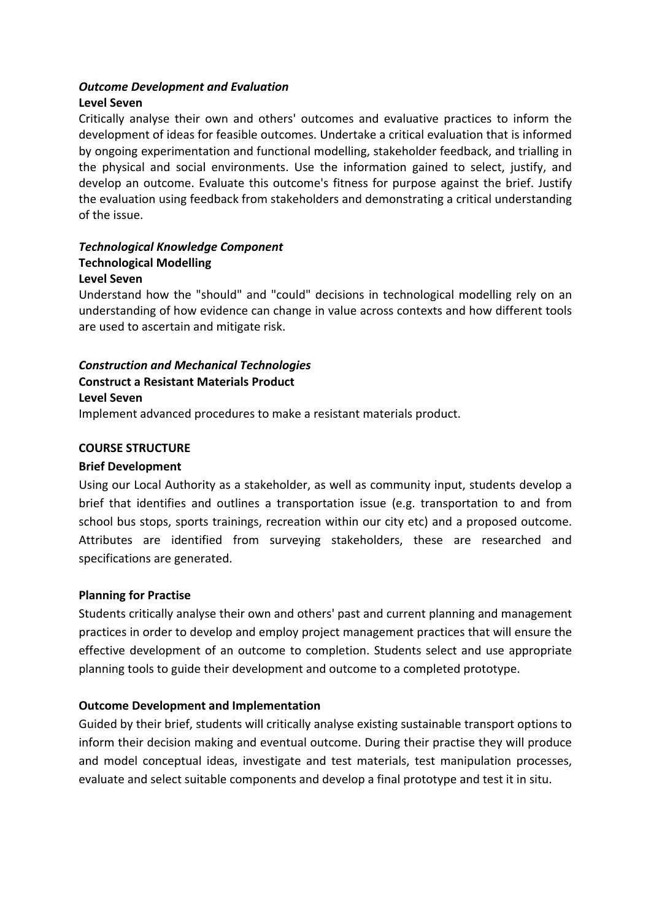***Outcome Development and Evaluation***

**Level Seven**

Critically analyse their own and others' outcomes and evaluative practices to inform the development of ideas for feasible outcomes. Undertake a critical evaluation that is informed by ongoing experimentation and functional modelling, stakeholder feedback, and trialling in the physical and social environments. Use the information gained to select, justify, and develop an outcome. Evaluate this outcome's fitness for purpose against the brief. Justify the evaluation using feedback from stakeholders and demonstrating a critical understanding of the issue.

***Technological Knowledge Component***

**Technological Modelling**

**Level Seven**

Understand how the "should" and "could" decisions in technological modelling rely on an understanding of how evidence can change in value across contexts and how different tools are used to ascertain and mitigate risk.

***Construction and Mechanical Technologies***

**Construct a Resistant Materials Product**

**Level Seven**

Implement advanced procedures to make a resistant materials product.

**COURSE STRUCTURE**

**Brief Development**

Using our Local Authority as a stakeholder, as well as community input, students develop a brief that identifies and outlines a transportation issue (e.g. transportation to and from school bus stops, sports trainings, recreation within our city etc) and a proposed outcome. Attributes are identified from surveying stakeholders, these are researched and specifications are generated.

**Planning for Practise**

Students critically analyse their own and others' past and current planning and management practices in order to develop and employ project management practices that will ensure the effective development of an outcome to completion. Students select and use appropriate planning tools to guide their development and outcome to a completed prototype.

**Outcome Development and Implementation**

Guided by their brief, students will critically analyse existing sustainable transport options to inform their decision making and eventual outcome. During their practise they will produce and model conceptual ideas, investigate and test materials, test manipulation processes, evaluate and select suitable components and develop a final prototype and test it in situ.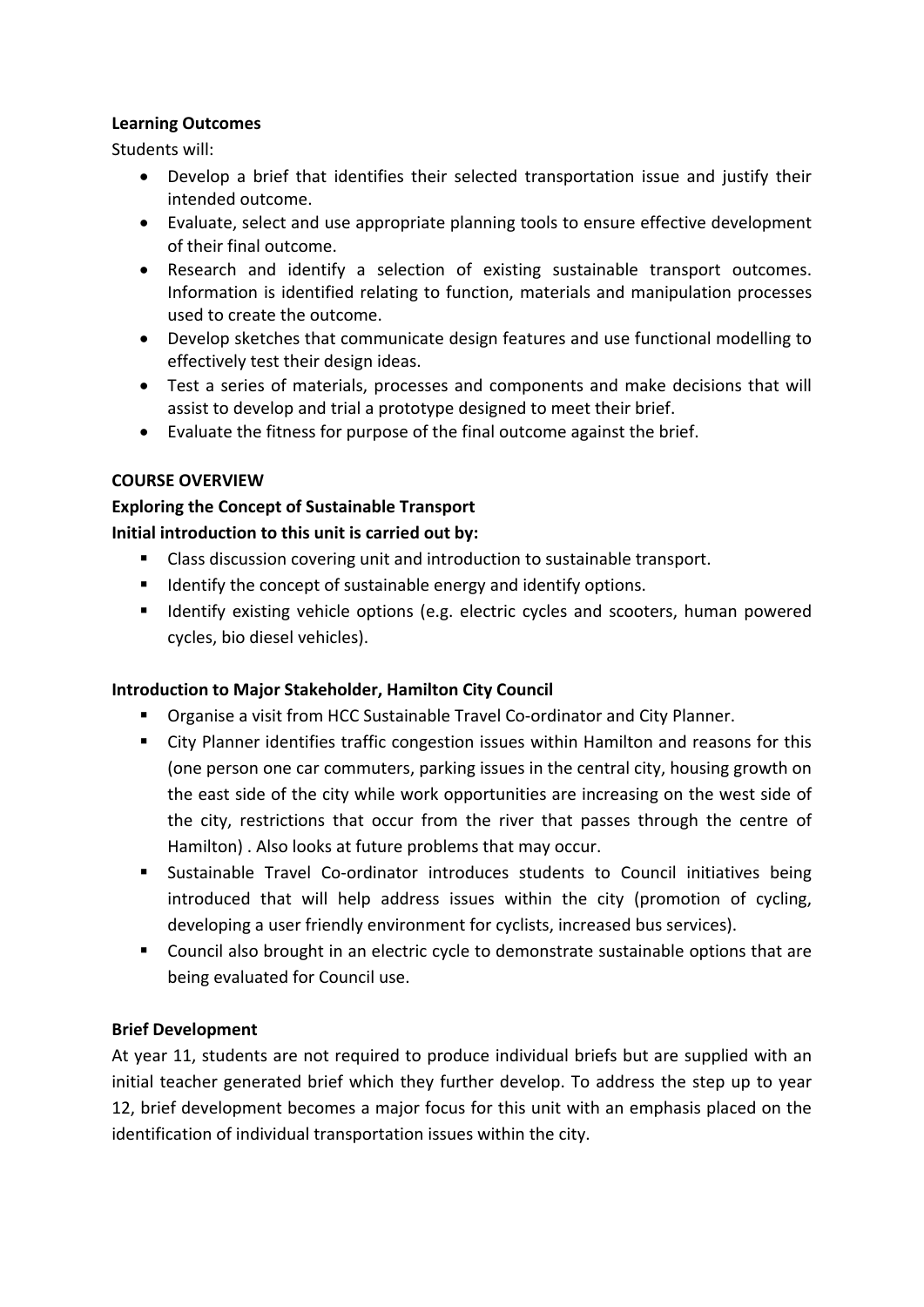**Learning Outcomes**

Students will:

- Develop a brief that identifies their selected transportation issue and justify their intended outcome.
- Evaluate, select and use appropriate planning tools to ensure effective development of their final outcome.
- Research and identify a selection of existing sustainable transport outcomes. Information is identified relating to function, materials and manipulation processes used to create the outcome.
- Develop sketches that communicate design features and use functional modelling to effectively test their design ideas.
- Test a series of materials, processes and components and make decisions that will assist to develop and trial a prototype designed to meet their brief.
- Evaluate the fitness for purpose of the final outcome against the brief.

**COURSE OVERVIEW**

**Exploring the Concept of Sustainable Transport**

**Initial introduction to this unit is carried out by:**

- Class discussion covering unit and introduction to sustainable transport.
- Identify the concept of sustainable energy and identify options.
- Identify existing vehicle options (e.g. electric cycles and scooters, human powered cycles, bio diesel vehicles).

**Introduction to Major Stakeholder, Hamilton City Council**

- Organise a visit from HCC Sustainable Travel Co-ordinator and City Planner.
- City Planner identifies traffic congestion issues within Hamilton and reasons for this (one person one car commuters, parking issues in the central city, housing growth on the east side of the city while work opportunities are increasing on the west side of the city, restrictions that occur from the river that passes through the centre of Hamilton) . Also looks at future problems that may occur.
- Sustainable Travel Co-ordinator introduces students to Council initiatives being introduced that will help address issues within the city (promotion of cycling, developing a user friendly environment for cyclists, increased bus services).
- Council also brought in an electric cycle to demonstrate sustainable options that are being evaluated for Council use.

**Brief Development**

At year 11, students are not required to produce individual briefs but are supplied with an initial teacher generated brief which they further develop. To address the step up to year 12, brief development becomes a major focus for this unit with an emphasis placed on the identification of individual transportation issues within the city.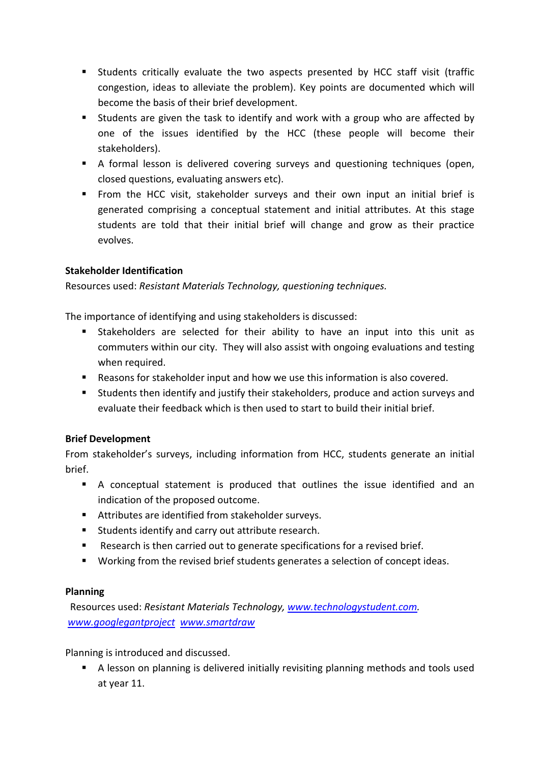- Students critically evaluate the two aspects presented by HCC staff visit (traffic congestion, ideas to alleviate the problem). Key points are documented which will become the basis of their brief development.
- Students are given the task to identify and work with a group who are affected by one of the issues identified by the HCC (these people will become their stakeholders).
- A formal lesson is delivered covering surveys and questioning techniques (open, closed questions, evaluating answers etc).
- From the HCC visit, stakeholder surveys and their own input an initial brief is generated comprising a conceptual statement and initial attributes. At this stage students are told that their initial brief will change and grow as their practice evolves.

**Stakeholder Identification**

Resources used: *Resistant Materials Technology, questioning techniques.*

The importance of identifying and using stakeholders is discussed:

- Stakeholders are selected for their ability to have an input into this unit as commuters within our city. They will also assist with ongoing evaluations and testing when required.
- Reasons for stakeholder input and how we use this information is also covered.
- Students then identify and justify their stakeholders, produce and action surveys and evaluate their feedback which is then used to start to build their initial brief.

**Brief Development**

From stakeholder's surveys, including information from HCC, students generate an initial brief.

- A conceptual statement is produced that outlines the issue identified and an indication of the proposed outcome.
- Attributes are identified from stakeholder surveys.
- Students identify and carry out attribute research.
- Research is then carried out to generate specifications for a revised brief.
- Working from the revised brief students generates a selection of concept ideas.

**Planning**

Resources used: *Resistant Materials Technology,* [www.technologystudent.com](www.technologystudent.com). [www.googlegantproject](www.googlegantproject) [www.smartdraw](www.smartdraw)

Planning is introduced and discussed.

- A lesson on planning is delivered initially revisiting planning methods and tools used at year 11.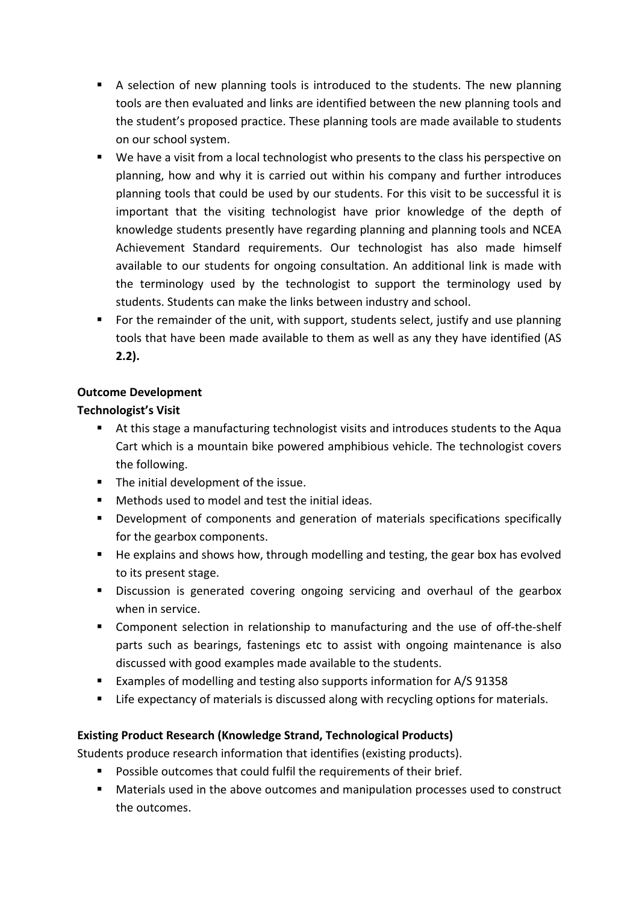- A selection of new planning tools is introduced to the students. The new planning tools are then evaluated and links are identified between the new planning tools and the student's proposed practice. These planning tools are made available to students on our school system.
- We have a visit from a local technologist who presents to the class his perspective on planning, how and why it is carried out within his company and further introduces planning tools that could be used by our students. For this visit to be successful it is important that the visiting technologist have prior knowledge of the depth of knowledge students presently have regarding planning and planning tools and NCEA Achievement Standard requirements. Our technologist has also made himself available to our students for ongoing consultation. An additional link is made with the terminology used by the technologist to support the terminology used by students. Students can make the links between industry and school.
- For the remainder of the unit, with support, students select, justify and use planning tools that have been made available to them as well as any they have identified (AS **2.2).**

**Outcome Development**

**Technologist's Visit**

- At this stage a manufacturing technologist visits and introduces students to the Aqua Cart which is a mountain bike powered amphibious vehicle. The technologist covers the following.
- The initial development of the issue.
- Methods used to model and test the initial ideas.
- Development of components and generation of materials specifications specifically for the gearbox components.
- He explains and shows how, through modelling and testing, the gear box has evolved to its present stage.
- Discussion is generated covering ongoing servicing and overhaul of the gearbox when in service.
- Component selection in relationship to manufacturing and the use of off-the-shelf parts such as bearings, fastenings etc to assist with ongoing maintenance is also discussed with good examples made available to the students.
- Examples of modelling and testing also supports information for A/S 91358
- Life expectancy of materials is discussed along with recycling options for materials.

**Existing Product Research (Knowledge Strand, Technological Products)**

Students produce research information that identifies (existing products).

- Possible outcomes that could fulfil the requirements of their brief.
- Materials used in the above outcomes and manipulation processes used to construct the outcomes.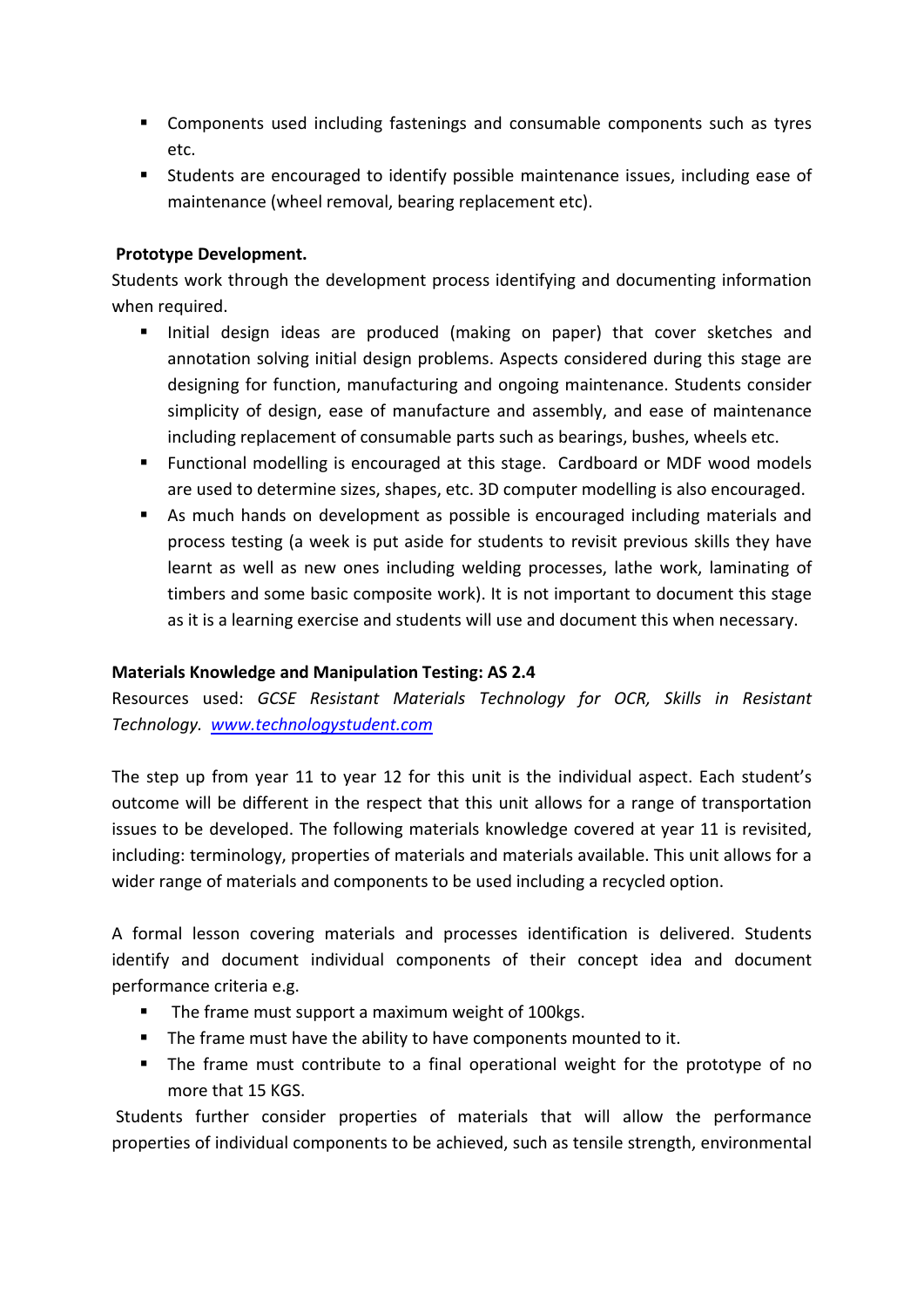- Components used including fastenings and consumable components such as tyres etc.
- Students are encouraged to identify possible maintenance issues, including ease of maintenance (wheel removal, bearing replacement etc).

**Prototype Development.**

Students work through the development process identifying and documenting information when required.

- Initial design ideas are produced (making on paper) that cover sketches and annotation solving initial design problems. Aspects considered during this stage are designing for function, manufacturing and ongoing maintenance. Students consider simplicity of design, ease of manufacture and assembly, and ease of maintenance including replacement of consumable parts such as bearings, bushes, wheels etc.
- Functional modelling is encouraged at this stage. Cardboard or MDF wood models are used to determine sizes, shapes, etc. 3D computer modelling is also encouraged.
- As much hands on development as possible is encouraged including materials and process testing (a week is put aside for students to revisit previous skills they have learnt as well as new ones including welding processes, lathe work, laminating of timbers and some basic composite work). It is not important to document this stage as it is a learning exercise and students will use and document this when necessary.

**Materials Knowledge and Manipulation Testing: AS 2.4**

Resources used: *GCSE Resistant Materials Technology for OCR, Skills in Resistant Technology.* [www.technologystudent.com](www.technologystudent.com)

The step up from year 11 to year 12 for this unit is the individual aspect. Each student's outcome will be different in the respect that this unit allows for a range of transportation issues to be developed. The following materials knowledge covered at year 11 is revisited, including: terminology, properties of materials and materials available. This unit allows for a wider range of materials and components to be used including a recycled option.

A formal lesson covering materials and processes identification is delivered. Students identify and document individual components of their concept idea and document performance criteria e.g.

- The frame must support a maximum weight of 100kgs.
- The frame must have the ability to have components mounted to it.
- The frame must contribute to a final operational weight for the prototype of no more that 15 KGS.

Students further consider properties of materials that will allow the performance properties of individual components to be achieved, such as tensile strength, environmental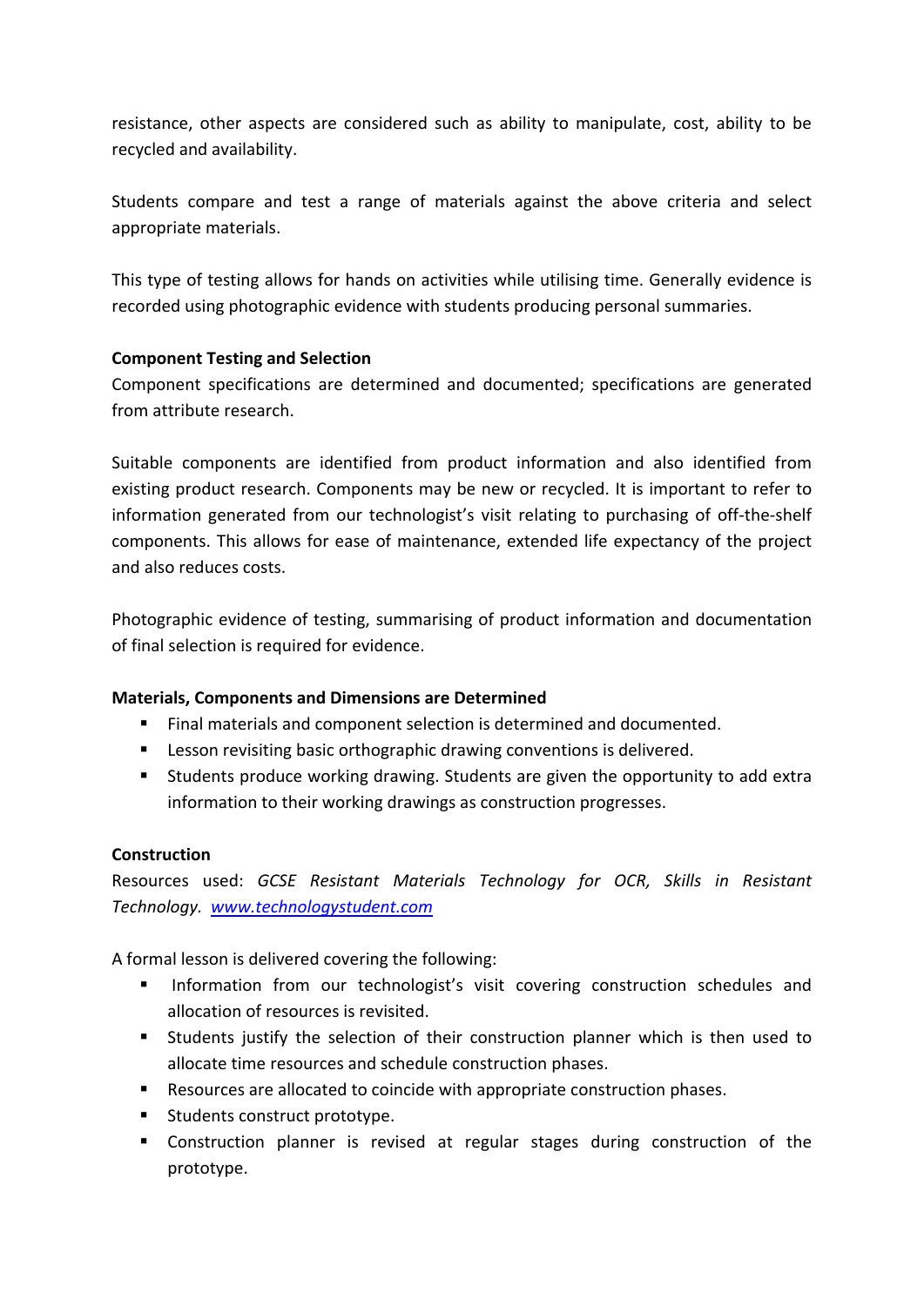resistance, other aspects are considered such as ability to manipulate, cost, ability to be recycled and availability.

Students compare and test a range of materials against the above criteria and select appropriate materials.

This type of testing allows for hands on activities while utilising time. Generally evidence is recorded using photographic evidence with students producing personal summaries.

**Component Testing and Selection**

Component specifications are determined and documented; specifications are generated from attribute research.

Suitable components are identified from product information and also identified from existing product research. Components may be new or recycled. It is important to refer to information generated from our technologist's visit relating to purchasing of off-the-shelf components. This allows for ease of maintenance, extended life expectancy of the project and also reduces costs.

Photographic evidence of testing, summarising of product information and documentation of final selection is required for evidence.

**Materials, Components and Dimensions are Determined**

- Final materials and component selection is determined and documented.
- Lesson revisiting basic orthographic drawing conventions is delivered.
- Students produce working drawing. Students are given the opportunity to add extra information to their working drawings as construction progresses.

**Construction**

Resources used: *GCSE Resistant Materials Technology for OCR, Skills in Resistant Technology.* [www.technologystudent.com](www.technologystudent.com)

A formal lesson is delivered covering the following:

- Information from our technologist's visit covering construction schedules and allocation of resources is revisited.
- Students justify the selection of their construction planner which is then used to allocate time resources and schedule construction phases.
- Resources are allocated to coincide with appropriate construction phases.
- Students construct prototype.
- Construction planner is revised at regular stages during construction of the prototype.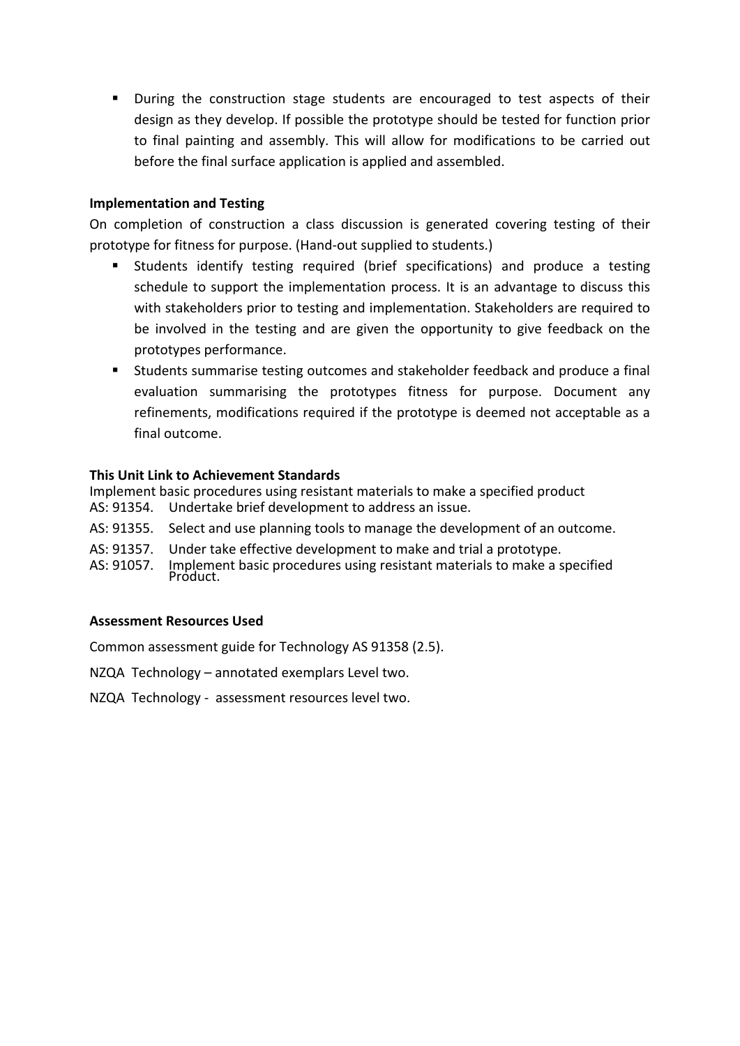- During the construction stage students are encouraged to test aspects of their design as they develop. If possible the prototype should be tested for function prior to final painting and assembly. This will allow for modifications to be carried out before the final surface application is applied and assembled.

**Implementation and Testing**

On completion of construction a class discussion is generated covering testing of their prototype for fitness for purpose. (Hand-out supplied to students.)

- Students identify testing required (brief specifications) and produce a testing schedule to support the implementation process. It is an advantage to discuss this with stakeholders prior to testing and implementation. Stakeholders are required to be involved in the testing and are given the opportunity to give feedback on the prototypes performance.
- Students summarise testing outcomes and stakeholder feedback and produce a final evaluation summarising the prototypes fitness for purpose. Document any refinements, modifications required if the prototype is deemed not acceptable as a final outcome.

**This Unit Link to Achievement Standards**

Implement basic procedures using resistant materials to make a specified product

AS: 91354. Undertake brief development to address an issue.

AS: 91355. Select and use planning tools to manage the development of an outcome.

AS: 91357. Under take effective development to make and trial a prototype.

AS: 91057. Implement basic procedures using resistant materials to make a specified Product.

**Assessment Resources Used**

Common assessment guide for Technology AS 91358 (2.5).

NZQA Technology – annotated exemplars Level two.

NZQA Technology - assessment resources level two.